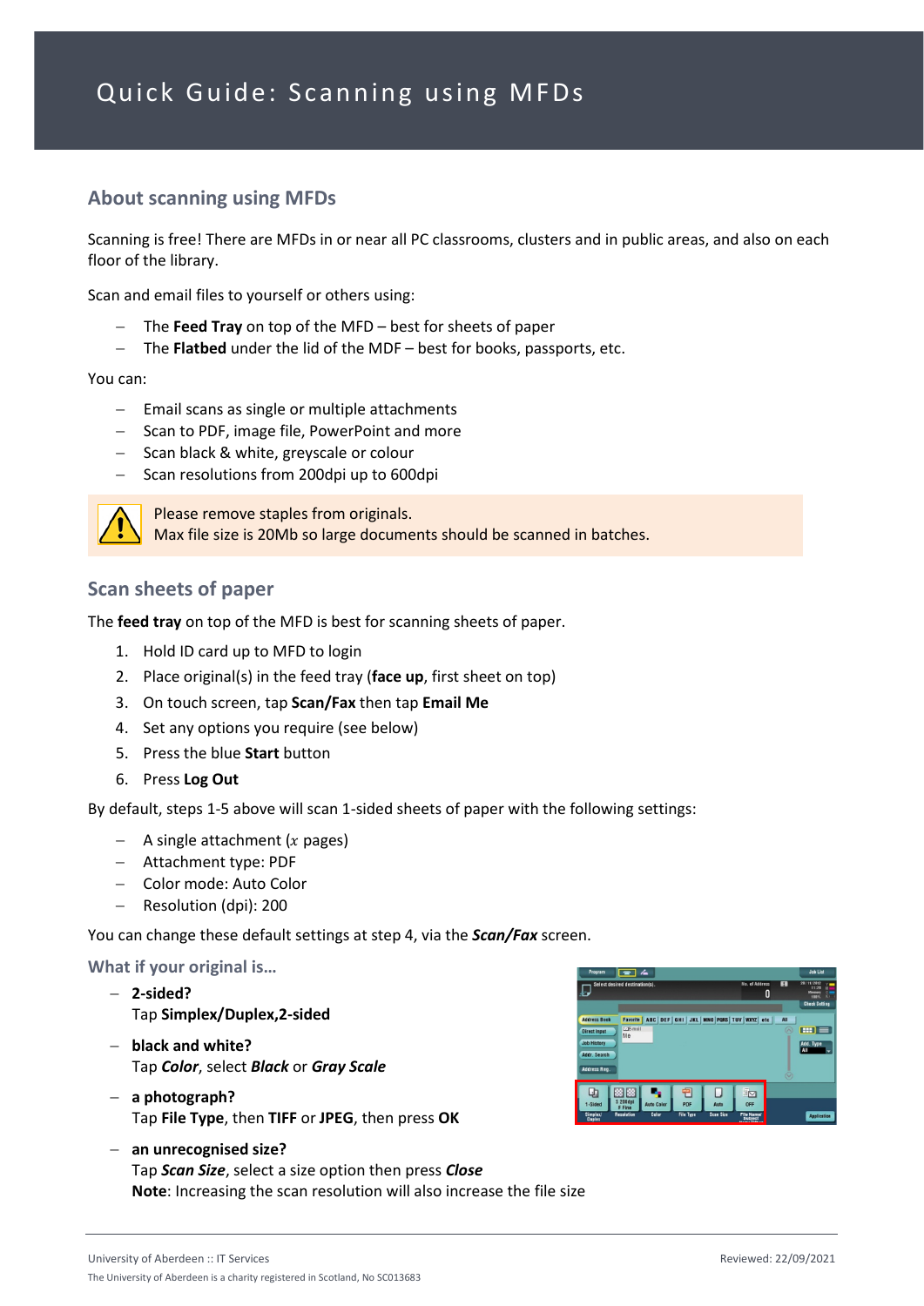# Quick Guide: Scanning using MFDs

## About scanning using MFDs

Scanning is free! There are MFDs in or near all PC classrooms, clusters and in public areas, and also on each floor of the library.

Scan and email files to yourself or others using:

- The **Feed Tray** on top of the MFD – best for sheets of paper
- The **Flatbed** under the lid of the MDF – best for books, passports, etc.

You can:

- Email scans as single or multiple attachments
- Scan to PDF, image file, PowerPoint and more
- Scan black & white, greyscale or colour
- Scan resolutions from 200dpi up to 600dpi

Please remove staples from originals.
Max file size is 20Mb so large documents should be scanned in batches.

## Scan sheets of paper

The **feed tray** on top of the MFD is best for scanning sheets of paper.

1. Hold ID card up to MFD to login
2. Place original(s) in the feed tray (**face up**, first sheet on top)
3. On touch screen, tap **Scan/Fax** then tap **Email Me**
4. Set any options you require (see below)
5. Press the blue **Start** button
6. Press **Log Out**

By default, steps 1-5 above will scan 1-sided sheets of paper with the following settings:

- A single attachment ($x$ pages)
- Attachment type: PDF
- Color mode: Auto Color
- Resolution (dpi): 200

You can change these default settings at step 4, via the ***Scan/Fax*** screen.

### What if your original is…

- **2-sided?**
  Tap **Simplex/Duplex,2-sided**
- **black and white?**
  Tap ***Color***, select ***Black*** or ***Gray Scale***
- **a photograph?**
  Tap **File Type**, then **TIFF** or **JPEG**, then press **OK**
- **an unrecognised size?**
  Tap ***Scan Size***, select a size option then press ***Close***
  **Note**: Increasing the scan resolution will also increase the file size

University of Aberdeen :: IT Services
Reviewed: 22/09/2021
The University of Aberdeen is a charity registered in Scotland, No SC013683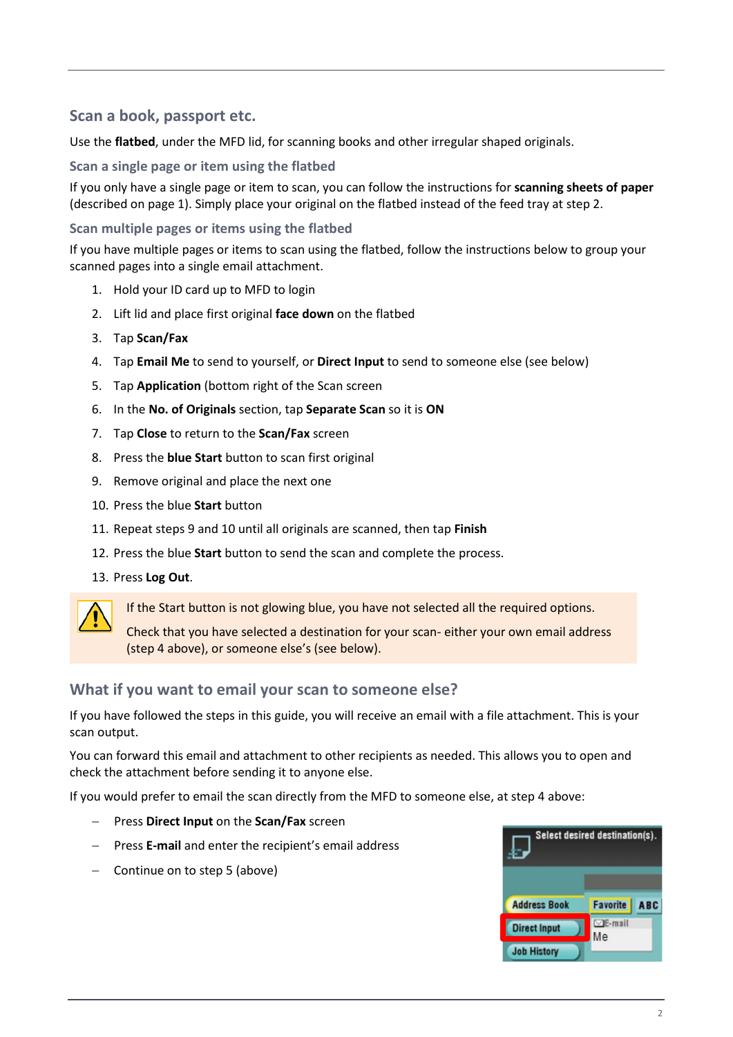## Scan a book, passport etc.

Use the **flatbed**, under the MFD lid, for scanning books and other irregular shaped originals.

### Scan a single page or item using the flatbed

If you only have a single page or item to scan, you can follow the instructions for **scanning sheets of paper** (described on page 1). Simply place your original on the flatbed instead of the feed tray at step 2.

### Scan multiple pages or items using the flatbed

If you have multiple pages or items to scan using the flatbed, follow the instructions below to group your scanned pages into a single email attachment.

1. Hold your ID card up to MFD to login
2. Lift lid and place first original **face down** on the flatbed
3. Tap **Scan/Fax**
4. Tap **Email Me** to send to yourself, or **Direct Input** to send to someone else (see below)
5. Tap **Application** (bottom right of the Scan screen
6. In the **No. of Originals** section, tap **Separate Scan** so it is **ON**
7. Tap **Close** to return to the **Scan/Fax** screen
8. Press the **blue Start** button to scan first original
9. Remove original and place the next one
10. Press the blue **Start** button
11. Repeat steps 9 and 10 until all originals are scanned, then tap **Finish**
12. Press the blue **Start** button to send the scan and complete the process.
13. Press **Log Out**.

> If the Start button is not glowing blue, you have not selected all the required options.
>
> Check that you have selected a destination for your scan- either your own email address (step 4 above), or someone else's (see below).

## What if you want to email your scan to someone else?

If you have followed the steps in this guide, you will receive an email with a file attachment. This is your scan output.

You can forward this email and attachment to other recipients as needed. This allows you to open and check the attachment before sending it to anyone else.

If you would prefer to email the scan directly from the MFD to someone else, at step 4 above:

- Press **Direct Input** on the **Scan/Fax** screen
- Press **E-mail** and enter the recipient's email address
- Continue on to step 5 (above)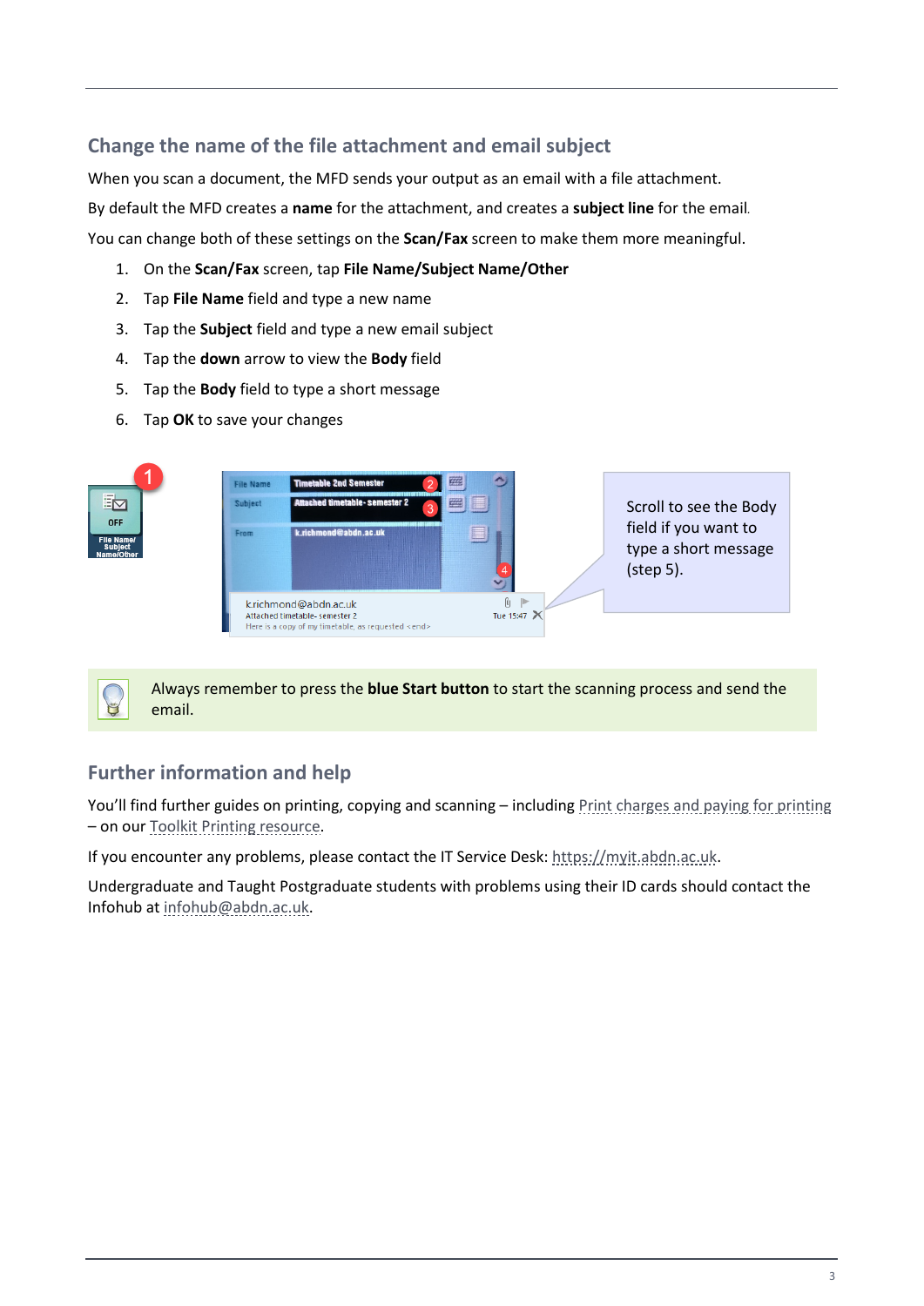## Change the name of the file attachment and email subject

When you scan a document, the MFD sends your output as an email with a file attachment.

By default the MFD creates a **name** for the attachment, and creates a **subject line** for the email.

You can change both of these settings on the **Scan/Fax** screen to make them more meaningful.

1. On the **Scan/Fax** screen, tap **File Name/Subject Name/Other**
2. Tap **File Name** field and type a new name
3. Tap the **Subject** field and type a new email subject
4. Tap the **down** arrow to view the **Body** field
5. Tap the **Body** field to type a short message
6. Tap **OK** to save your changes

Scroll to see the Body field if you want to type a short message (step 5).

Always remember to press the **blue Start button** to start the scanning process and send the email.

## Further information and help

You'll find further guides on printing, copying and scanning – including Print charges and paying for printing – on our Toolkit Printing resource.

If you encounter any problems, please contact the IT Service Desk: https://myit.abdn.ac.uk.

Undergraduate and Taught Postgraduate students with problems using their ID cards should contact the Infohub at infohub@abdn.ac.uk.